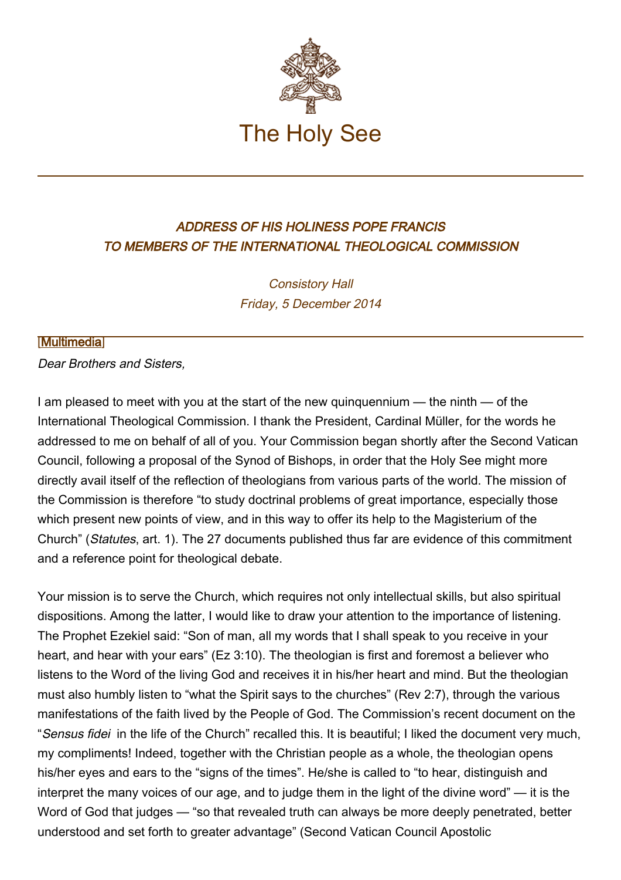# The Holy See

## *ADDRESS OF HIS HOLINESS POPE FRANCIS TO MEMBERS OF THE INTERNATIONAL THEOLOGICAL COMMISSION*

*Consistory Hall*
*Friday, 5 December 2014*

[Multimedia]

*Dear Brothers and Sisters,*

I am pleased to meet with you at the start of the new quinquennium — the ninth — of the International Theological Commission. I thank the President, Cardinal Müller, for the words he addressed to me on behalf of all of you. Your Commission began shortly after the Second Vatican Council, following a proposal of the Synod of Bishops, in order that the Holy See might more directly avail itself of the reflection of theologians from various parts of the world. The mission of the Commission is therefore "to study doctrinal problems of great importance, especially those which present new points of view, and in this way to offer its help to the Magisterium of the Church" (*Statutes*, art. 1). The 27 documents published thus far are evidence of this commitment and a reference point for theological debate.

Your mission is to serve the Church, which requires not only intellectual skills, but also spiritual dispositions. Among the latter, I would like to draw your attention to the importance of listening. The Prophet Ezekiel said: "Son of man, all my words that I shall speak to you receive in your heart, and hear with your ears" (Ez 3:10). The theologian is first and foremost a believer who listens to the Word of the living God and receives it in his/her heart and mind. But the theologian must also humbly listen to "what the Spirit says to the churches" (Rev 2:7), through the various manifestations of the faith lived by the People of God. The Commission's recent document on the "*Sensus fidei* in the life of the Church" recalled this. It is beautiful; I liked the document very much, my compliments! Indeed, together with the Christian people as a whole, the theologian opens his/her eyes and ears to the "signs of the times". He/she is called to "to hear, distinguish and interpret the many voices of our age, and to judge them in the light of the divine word" — it is the Word of God that judges — "so that revealed truth can always be more deeply penetrated, better understood and set forth to greater advantage" (Second Vatican Council Apostolic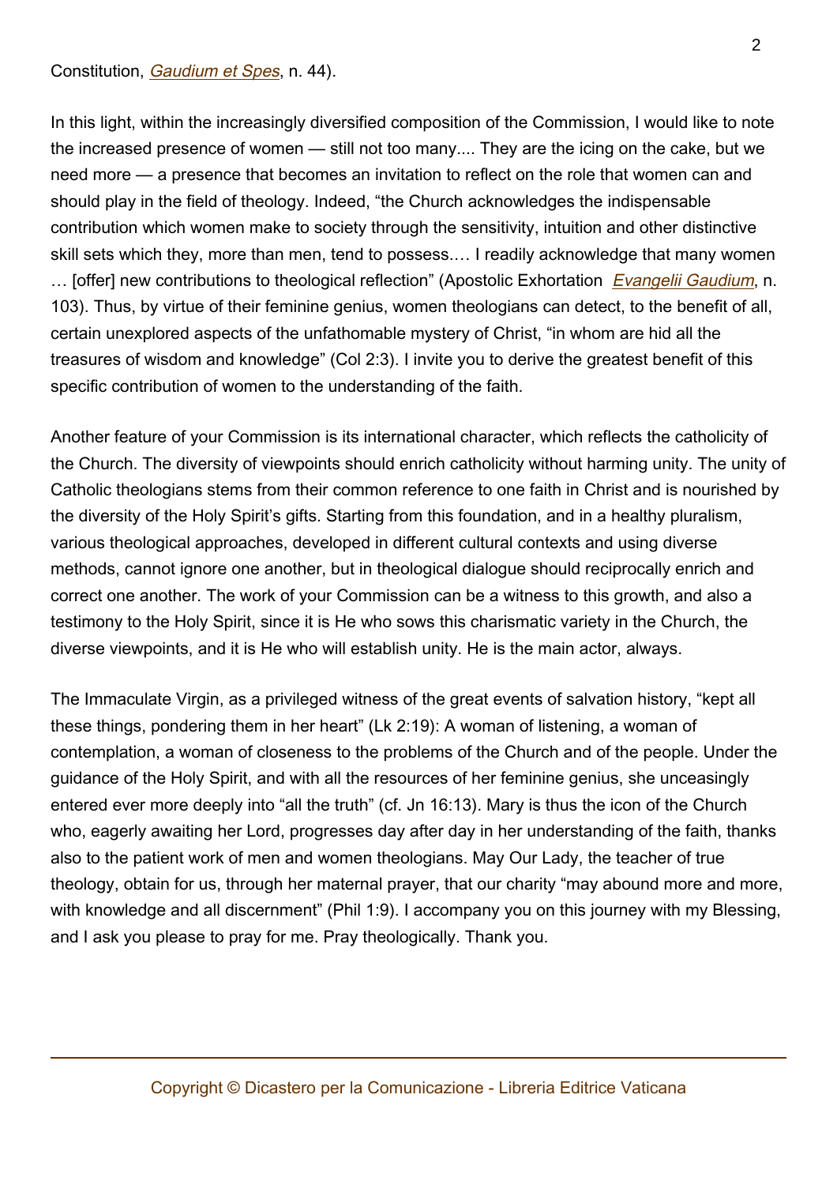Constitution, *Gaudium et Spes*, n. 44).

In this light, within the increasingly diversified composition of the Commission, I would like to note the increased presence of women — still not too many.... They are the icing on the cake, but we need more — a presence that becomes an invitation to reflect on the role that women can and should play in the field of theology. Indeed, “the Church acknowledges the indispensable contribution which women make to society through the sensitivity, intuition and other distinctive skill sets which they, more than men, tend to possess.… I readily acknowledge that many women … [offer] new contributions to theological reflection” (Apostolic Exhortation *Evangelii Gaudium*, n. 103). Thus, by virtue of their feminine genius, women theologians can detect, to the benefit of all, certain unexplored aspects of the unfathomable mystery of Christ, “in whom are hid all the treasures of wisdom and knowledge” (Col 2:3). I invite you to derive the greatest benefit of this specific contribution of women to the understanding of the faith.

Another feature of your Commission is its international character, which reflects the catholicity of the Church. The diversity of viewpoints should enrich catholicity without harming unity. The unity of Catholic theologians stems from their common reference to one faith in Christ and is nourished by the diversity of the Holy Spirit’s gifts. Starting from this foundation, and in a healthy pluralism, various theological approaches, developed in different cultural contexts and using diverse methods, cannot ignore one another, but in theological dialogue should reciprocally enrich and correct one another. The work of your Commission can be a witness to this growth, and also a testimony to the Holy Spirit, since it is He who sows this charismatic variety in the Church, the diverse viewpoints, and it is He who will establish unity. He is the main actor, always.

The Immaculate Virgin, as a privileged witness of the great events of salvation history, “kept all these things, pondering them in her heart” (Lk 2:19): A woman of listening, a woman of contemplation, a woman of closeness to the problems of the Church and of the people. Under the guidance of the Holy Spirit, and with all the resources of her feminine genius, she unceasingly entered ever more deeply into “all the truth” (cf. Jn 16:13). Mary is thus the icon of the Church who, eagerly awaiting her Lord, progresses day after day in her understanding of the faith, thanks also to the patient work of men and women theologians. May Our Lady, the teacher of true theology, obtain for us, through her maternal prayer, that our charity “may abound more and more, with knowledge and all discernment” (Phil 1:9). I accompany you on this journey with my Blessing, and I ask you please to pray for me. Pray theologically. Thank you.

Copyright © Dicastero per la Comunicazione - Libreria Editrice Vaticana